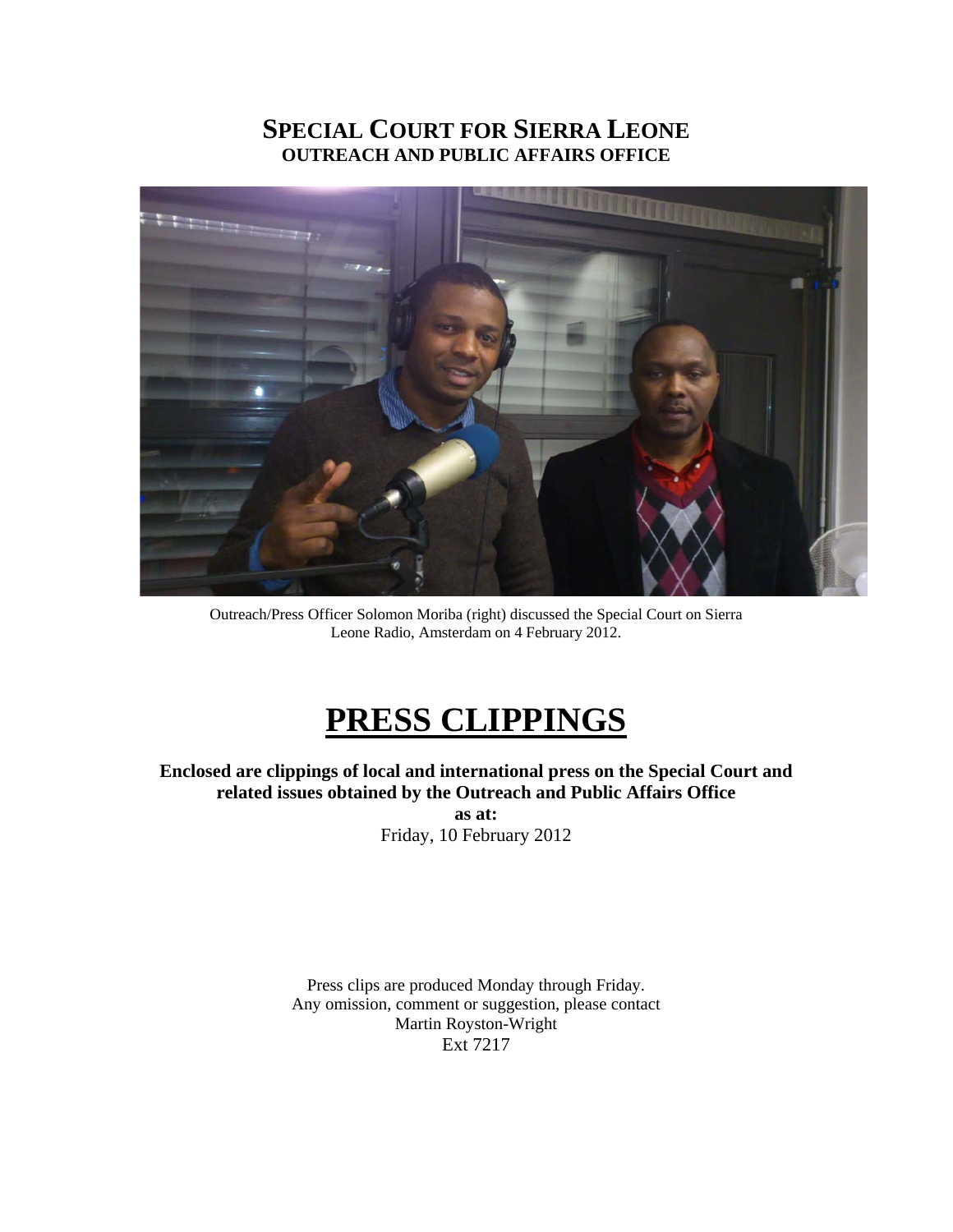# SPECIAL COURT FOR SIERRA LEONE
## OUTREACH AND PUBLIC AFFAIRS OFFICE

Outreach/Press Officer Solomon Moriba (right) discussed the Special Court on Sierra Leone Radio, Amsterdam on 4 February 2012.

# PRESS CLIPPINGS

**Enclosed are clippings of local and international press on the Special Court and related issues obtained by the Outreach and Public Affairs Office**
**as at:**
Friday, 10 February 2012

Press clips are produced Monday through Friday.
Any omission, comment or suggestion, please contact
Martin Royston-Wright
Ext 7217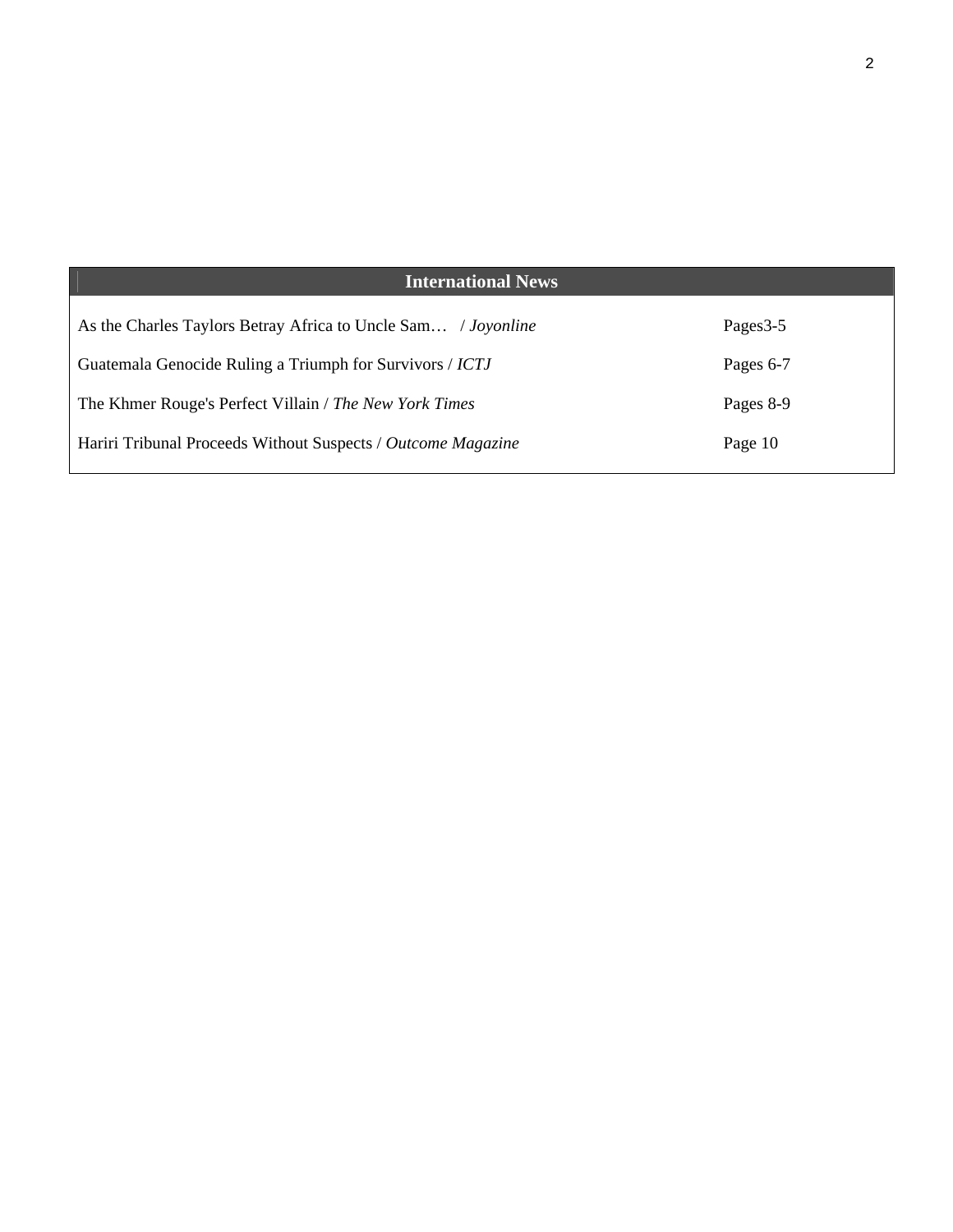| International News | |
|---|---|
| As the Charles Taylors Betray Africa to Uncle Sam… / *Joyonline* | Pages3-5 |
| Guatemala Genocide Ruling a Triumph for Survivors / *ICTJ* | Pages 6-7 |
| The Khmer Rouge's Perfect Villain / *The New York Times* | Pages 8-9 |
| Hariri Tribunal Proceeds Without Suspects / *Outcome Magazine* | Page 10 |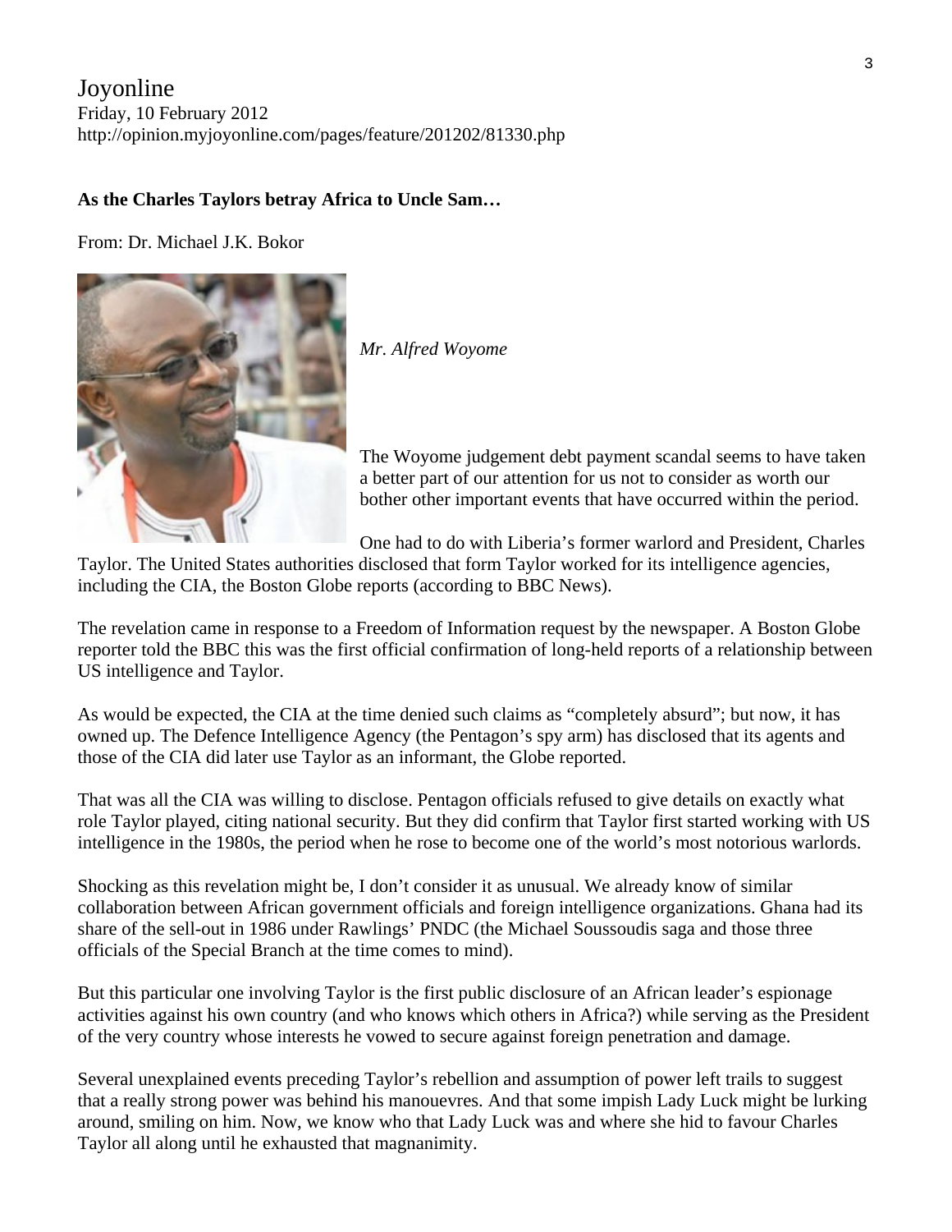Joyonline
Friday, 10 February 2012
http://opinion.myjoyonline.com/pages/feature/201202/81330.php

**As the Charles Taylors betray Africa to Uncle Sam…**

From: Dr. Michael J.K. Bokor

*Mr. Alfred Woyome*

The Woyome judgement debt payment scandal seems to have taken a better part of our attention for us not to consider as worth our bother other important events that have occurred within the period.

One had to do with Liberia's former warlord and President, Charles Taylor. The United States authorities disclosed that form Taylor worked for its intelligence agencies, including the CIA, the Boston Globe reports (according to BBC News).

The revelation came in response to a Freedom of Information request by the newspaper. A Boston Globe reporter told the BBC this was the first official confirmation of long-held reports of a relationship between US intelligence and Taylor.

As would be expected, the CIA at the time denied such claims as "completely absurd"; but now, it has owned up. The Defence Intelligence Agency (the Pentagon's spy arm) has disclosed that its agents and those of the CIA did later use Taylor as an informant, the Globe reported.

That was all the CIA was willing to disclose. Pentagon officials refused to give details on exactly what role Taylor played, citing national security. But they did confirm that Taylor first started working with US intelligence in the 1980s, the period when he rose to become one of the world's most notorious warlords.

Shocking as this revelation might be, I don't consider it as unusual. We already know of similar collaboration between African government officials and foreign intelligence organizations. Ghana had its share of the sell-out in 1986 under Rawlings' PNDC (the Michael Soussoudis saga and those three officials of the Special Branch at the time comes to mind).

But this particular one involving Taylor is the first public disclosure of an African leader's espionage activities against his own country (and who knows which others in Africa?) while serving as the President of the very country whose interests he vowed to secure against foreign penetration and damage.

Several unexplained events preceding Taylor's rebellion and assumption of power left trails to suggest that a really strong power was behind his manouevres. And that some impish Lady Luck might be lurking around, smiling on him. Now, we know who that Lady Luck was and where she hid to favour Charles Taylor all along until he exhausted that magnanimity.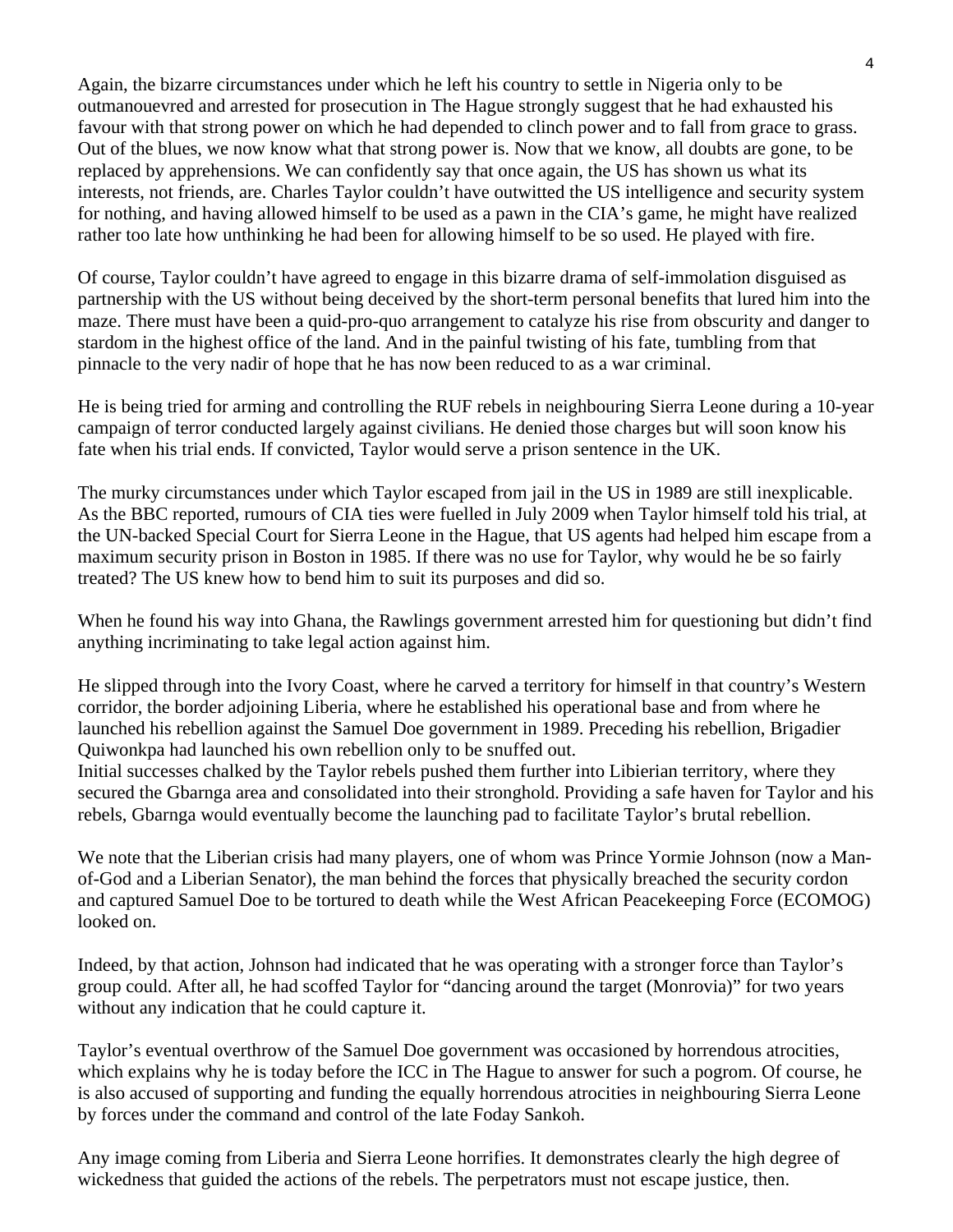Again, the bizarre circumstances under which he left his country to settle in Nigeria only to be outmanouevred and arrested for prosecution in The Hague strongly suggest that he had exhausted his favour with that strong power on which he had depended to clinch power and to fall from grace to grass. Out of the blues, we now know what that strong power is. Now that we know, all doubts are gone, to be replaced by apprehensions. We can confidently say that once again, the US has shown us what its interests, not friends, are. Charles Taylor couldn't have outwitted the US intelligence and security system for nothing, and having allowed himself to be used as a pawn in the CIA's game, he might have realized rather too late how unthinking he had been for allowing himself to be so used. He played with fire.

Of course, Taylor couldn't have agreed to engage in this bizarre drama of self-immolation disguised as partnership with the US without being deceived by the short-term personal benefits that lured him into the maze. There must have been a quid-pro-quo arrangement to catalyze his rise from obscurity and danger to stardom in the highest office of the land. And in the painful twisting of his fate, tumbling from that pinnacle to the very nadir of hope that he has now been reduced to as a war criminal.

He is being tried for arming and controlling the RUF rebels in neighbouring Sierra Leone during a 10-year campaign of terror conducted largely against civilians. He denied those charges but will soon know his fate when his trial ends. If convicted, Taylor would serve a prison sentence in the UK.

The murky circumstances under which Taylor escaped from jail in the US in 1989 are still inexplicable. As the BBC reported, rumours of CIA ties were fuelled in July 2009 when Taylor himself told his trial, at the UN-backed Special Court for Sierra Leone in the Hague, that US agents had helped him escape from a maximum security prison in Boston in 1985. If there was no use for Taylor, why would he be so fairly treated? The US knew how to bend him to suit its purposes and did so.

When he found his way into Ghana, the Rawlings government arrested him for questioning but didn't find anything incriminating to take legal action against him.

He slipped through into the Ivory Coast, where he carved a territory for himself in that country's Western corridor, the border adjoining Liberia, where he established his operational base and from where he launched his rebellion against the Samuel Doe government in 1989. Preceding his rebellion, Brigadier Quiwonkpa had launched his own rebellion only to be snuffed out.
Initial successes chalked by the Taylor rebels pushed them further into Libierian territory, where they secured the Gbarnga area and consolidated into their stronghold. Providing a safe haven for Taylor and his rebels, Gbarnga would eventually become the launching pad to facilitate Taylor's brutal rebellion.

We note that the Liberian crisis had many players, one of whom was Prince Yormie Johnson (now a Man-of-God and a Liberian Senator), the man behind the forces that physically breached the security cordon and captured Samuel Doe to be tortured to death while the West African Peacekeeping Force (ECOMOG) looked on.

Indeed, by that action, Johnson had indicated that he was operating with a stronger force than Taylor's group could. After all, he had scoffed Taylor for "dancing around the target (Monrovia)" for two years without any indication that he could capture it.

Taylor's eventual overthrow of the Samuel Doe government was occasioned by horrendous atrocities, which explains why he is today before the ICC in The Hague to answer for such a pogrom. Of course, he is also accused of supporting and funding the equally horrendous atrocities in neighbouring Sierra Leone by forces under the command and control of the late Foday Sankoh.

Any image coming from Liberia and Sierra Leone horrifies. It demonstrates clearly the high degree of wickedness that guided the actions of the rebels. The perpetrators must not escape justice, then.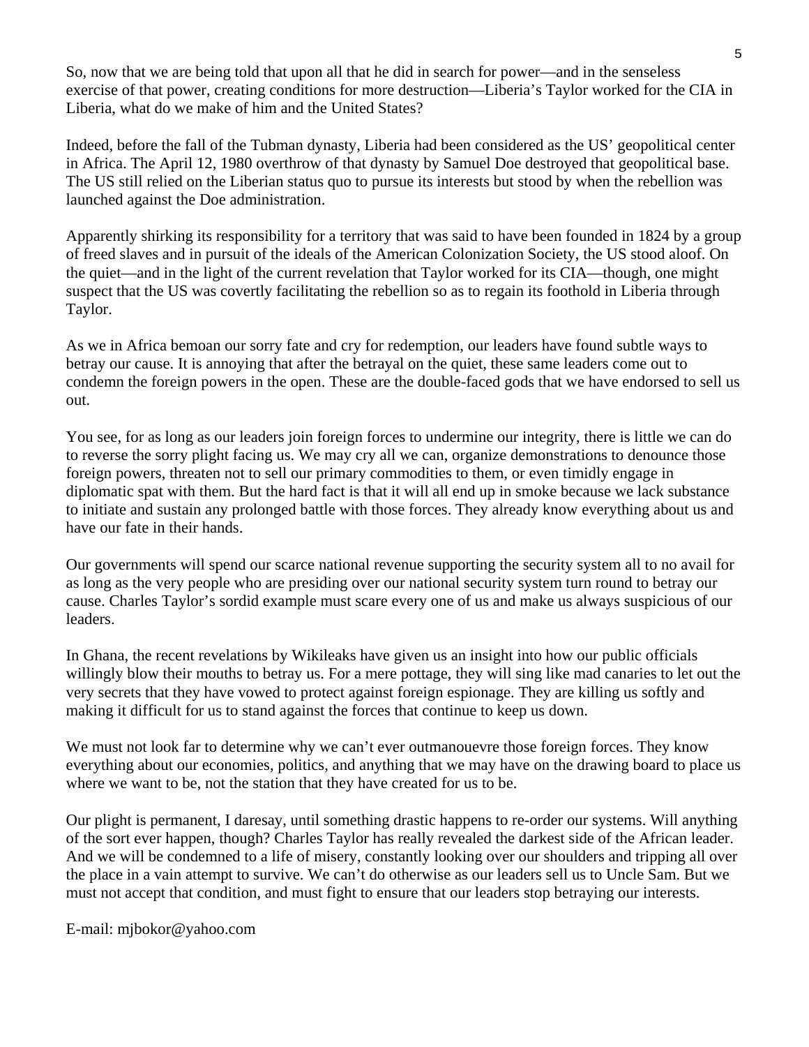So, now that we are being told that upon all that he did in search for power—and in the senseless exercise of that power, creating conditions for more destruction—Liberia's Taylor worked for the CIA in Liberia, what do we make of him and the United States?

Indeed, before the fall of the Tubman dynasty, Liberia had been considered as the US' geopolitical center in Africa. The April 12, 1980 overthrow of that dynasty by Samuel Doe destroyed that geopolitical base. The US still relied on the Liberian status quo to pursue its interests but stood by when the rebellion was launched against the Doe administration.

Apparently shirking its responsibility for a territory that was said to have been founded in 1824 by a group of freed slaves and in pursuit of the ideals of the American Colonization Society, the US stood aloof. On the quiet—and in the light of the current revelation that Taylor worked for its CIA—though, one might suspect that the US was covertly facilitating the rebellion so as to regain its foothold in Liberia through Taylor.

As we in Africa bemoan our sorry fate and cry for redemption, our leaders have found subtle ways to betray our cause. It is annoying that after the betrayal on the quiet, these same leaders come out to condemn the foreign powers in the open. These are the double-faced gods that we have endorsed to sell us out.

You see, for as long as our leaders join foreign forces to undermine our integrity, there is little we can do to reverse the sorry plight facing us. We may cry all we can, organize demonstrations to denounce those foreign powers, threaten not to sell our primary commodities to them, or even timidly engage in diplomatic spat with them. But the hard fact is that it will all end up in smoke because we lack substance to initiate and sustain any prolonged battle with those forces. They already know everything about us and have our fate in their hands.

Our governments will spend our scarce national revenue supporting the security system all to no avail for as long as the very people who are presiding over our national security system turn round to betray our cause. Charles Taylor's sordid example must scare every one of us and make us always suspicious of our leaders.

In Ghana, the recent revelations by Wikileaks have given us an insight into how our public officials willingly blow their mouths to betray us. For a mere pottage, they will sing like mad canaries to let out the very secrets that they have vowed to protect against foreign espionage. They are killing us softly and making it difficult for us to stand against the forces that continue to keep us down.

We must not look far to determine why we can't ever outmanouevre those foreign forces. They know everything about our economies, politics, and anything that we may have on the drawing board to place us where we want to be, not the station that they have created for us to be.

Our plight is permanent, I daresay, until something drastic happens to re-order our systems. Will anything of the sort ever happen, though? Charles Taylor has really revealed the darkest side of the African leader. And we will be condemned to a life of misery, constantly looking over our shoulders and tripping all over the place in a vain attempt to survive. We can't do otherwise as our leaders sell us to Uncle Sam. But we must not accept that condition, and must fight to ensure that our leaders stop betraying our interests.

E-mail: mjbokor@yahoo.com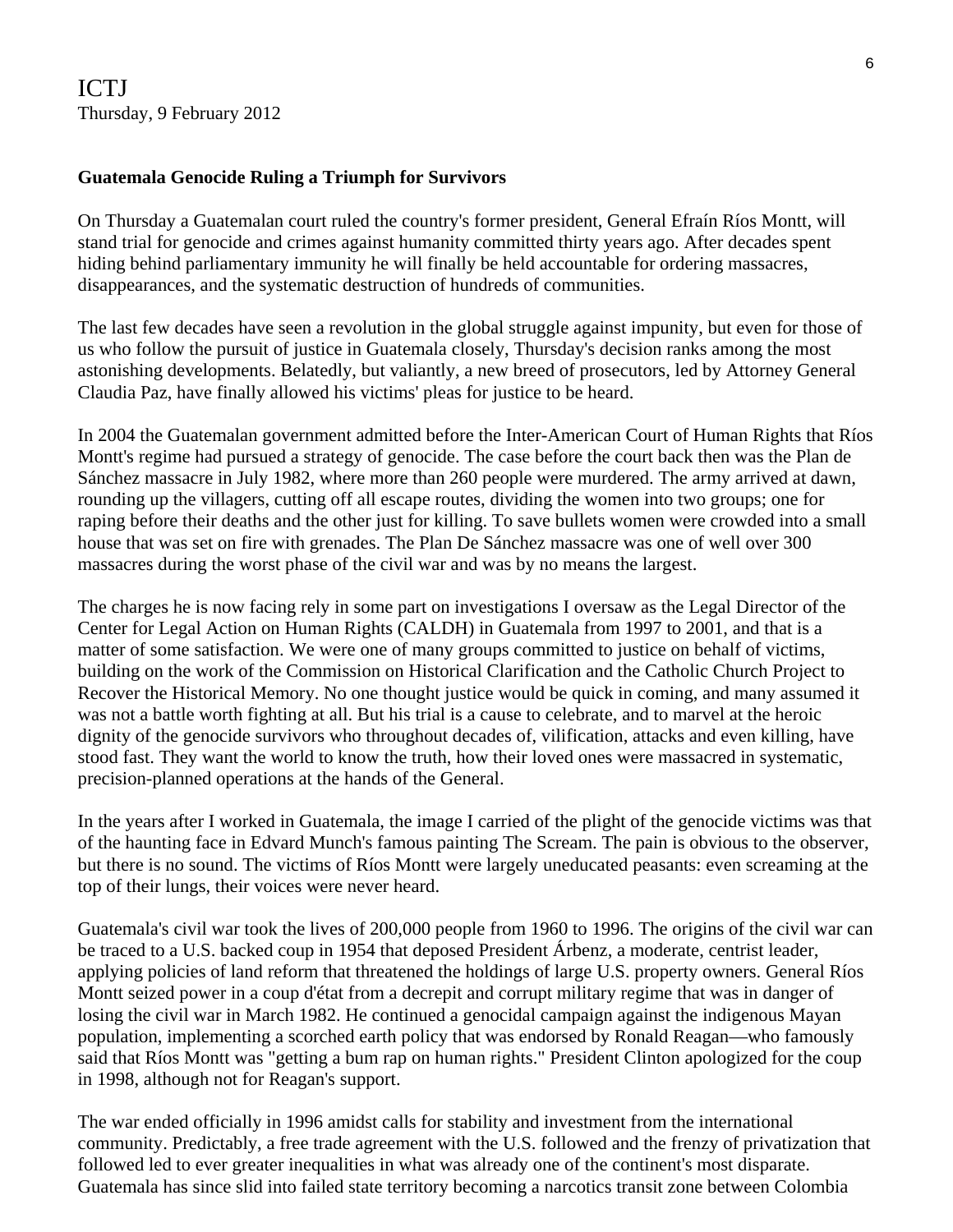ICTJ
Thursday, 9 February 2012

**Guatemala Genocide Ruling a Triumph for Survivors**

On Thursday a Guatemalan court ruled the country's former president, General Efraín Ríos Montt, will stand trial for genocide and crimes against humanity committed thirty years ago. After decades spent hiding behind parliamentary immunity he will finally be held accountable for ordering massacres, disappearances, and the systematic destruction of hundreds of communities.

The last few decades have seen a revolution in the global struggle against impunity, but even for those of us who follow the pursuit of justice in Guatemala closely, Thursday's decision ranks among the most astonishing developments. Belatedly, but valiantly, a new breed of prosecutors, led by Attorney General Claudia Paz, have finally allowed his victims' pleas for justice to be heard.

In 2004 the Guatemalan government admitted before the Inter-American Court of Human Rights that Ríos Montt's regime had pursued a strategy of genocide. The case before the court back then was the Plan de Sánchez massacre in July 1982, where more than 260 people were murdered. The army arrived at dawn, rounding up the villagers, cutting off all escape routes, dividing the women into two groups; one for raping before their deaths and the other just for killing. To save bullets women were crowded into a small house that was set on fire with grenades. The Plan De Sánchez massacre was one of well over 300 massacres during the worst phase of the civil war and was by no means the largest.

The charges he is now facing rely in some part on investigations I oversaw as the Legal Director of the Center for Legal Action on Human Rights (CALDH) in Guatemala from 1997 to 2001, and that is a matter of some satisfaction. We were one of many groups committed to justice on behalf of victims, building on the work of the Commission on Historical Clarification and the Catholic Church Project to Recover the Historical Memory. No one thought justice would be quick in coming, and many assumed it was not a battle worth fighting at all. But his trial is a cause to celebrate, and to marvel at the heroic dignity of the genocide survivors who throughout decades of, vilification, attacks and even killing, have stood fast. They want the world to know the truth, how their loved ones were massacred in systematic, precision-planned operations at the hands of the General.

In the years after I worked in Guatemala, the image I carried of the plight of the genocide victims was that of the haunting face in Edvard Munch's famous painting The Scream. The pain is obvious to the observer, but there is no sound. The victims of Ríos Montt were largely uneducated peasants: even screaming at the top of their lungs, their voices were never heard.

Guatemala's civil war took the lives of 200,000 people from 1960 to 1996. The origins of the civil war can be traced to a U.S. backed coup in 1954 that deposed President Árbenz, a moderate, centrist leader, applying policies of land reform that threatened the holdings of large U.S. property owners. General Ríos Montt seized power in a coup d'état from a decrepit and corrupt military regime that was in danger of losing the civil war in March 1982. He continued a genocidal campaign against the indigenous Mayan population, implementing a scorched earth policy that was endorsed by Ronald Reagan—who famously said that Ríos Montt was "getting a bum rap on human rights." President Clinton apologized for the coup in 1998, although not for Reagan's support.

The war ended officially in 1996 amidst calls for stability and investment from the international community. Predictably, a free trade agreement with the U.S. followed and the frenzy of privatization that followed led to ever greater inequalities in what was already one of the continent's most disparate. Guatemala has since slid into failed state territory becoming a narcotics transit zone between Colombia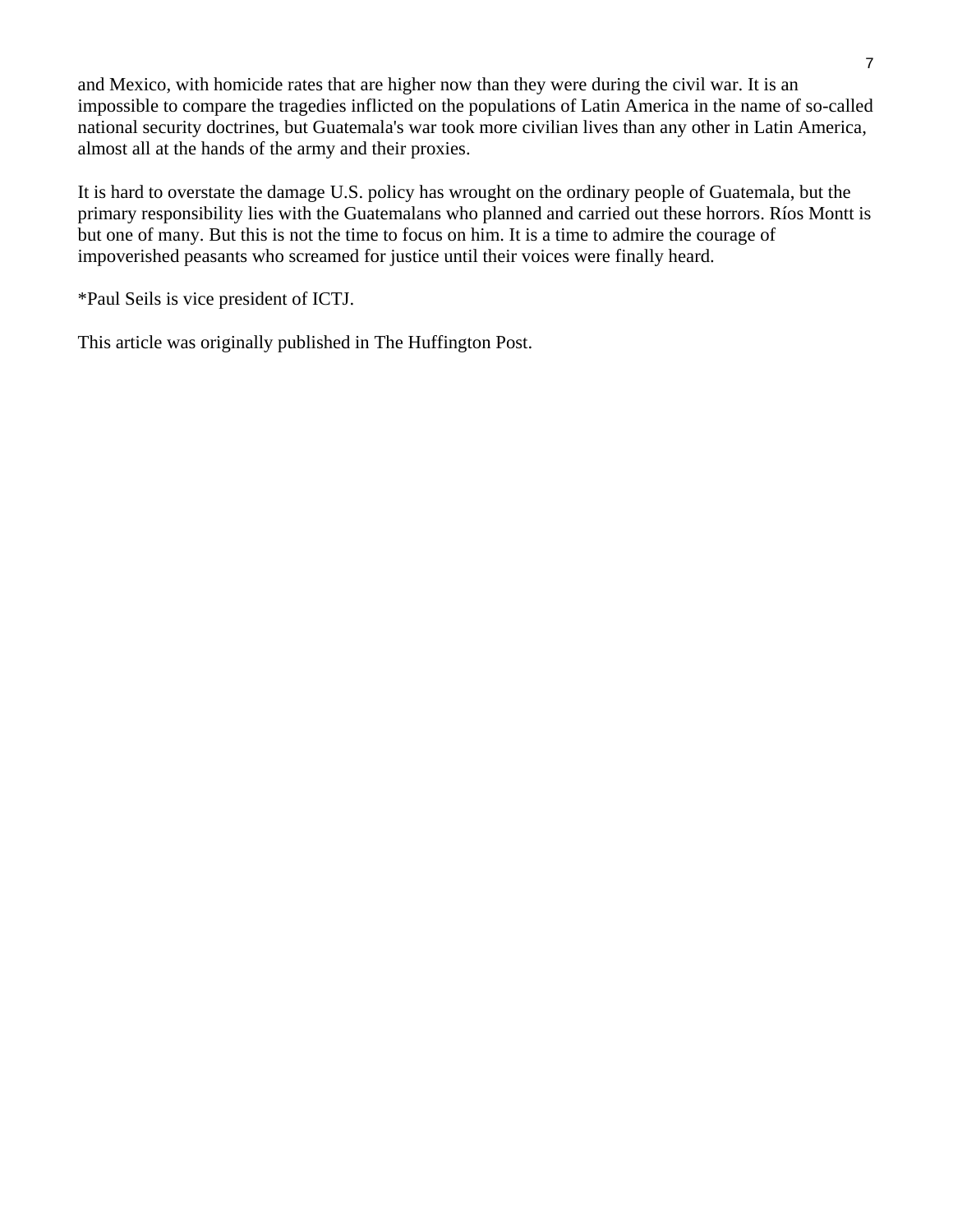and Mexico, with homicide rates that are higher now than they were during the civil war. It is an impossible to compare the tragedies inflicted on the populations of Latin America in the name of so-called national security doctrines, but Guatemala's war took more civilian lives than any other in Latin America, almost all at the hands of the army and their proxies.

It is hard to overstate the damage U.S. policy has wrought on the ordinary people of Guatemala, but the primary responsibility lies with the Guatemalans who planned and carried out these horrors. Ríos Montt is but one of many. But this is not the time to focus on him. It is a time to admire the courage of impoverished peasants who screamed for justice until their voices were finally heard.

*Paul Seils is vice president of ICTJ.

This article was originally published in The Huffington Post.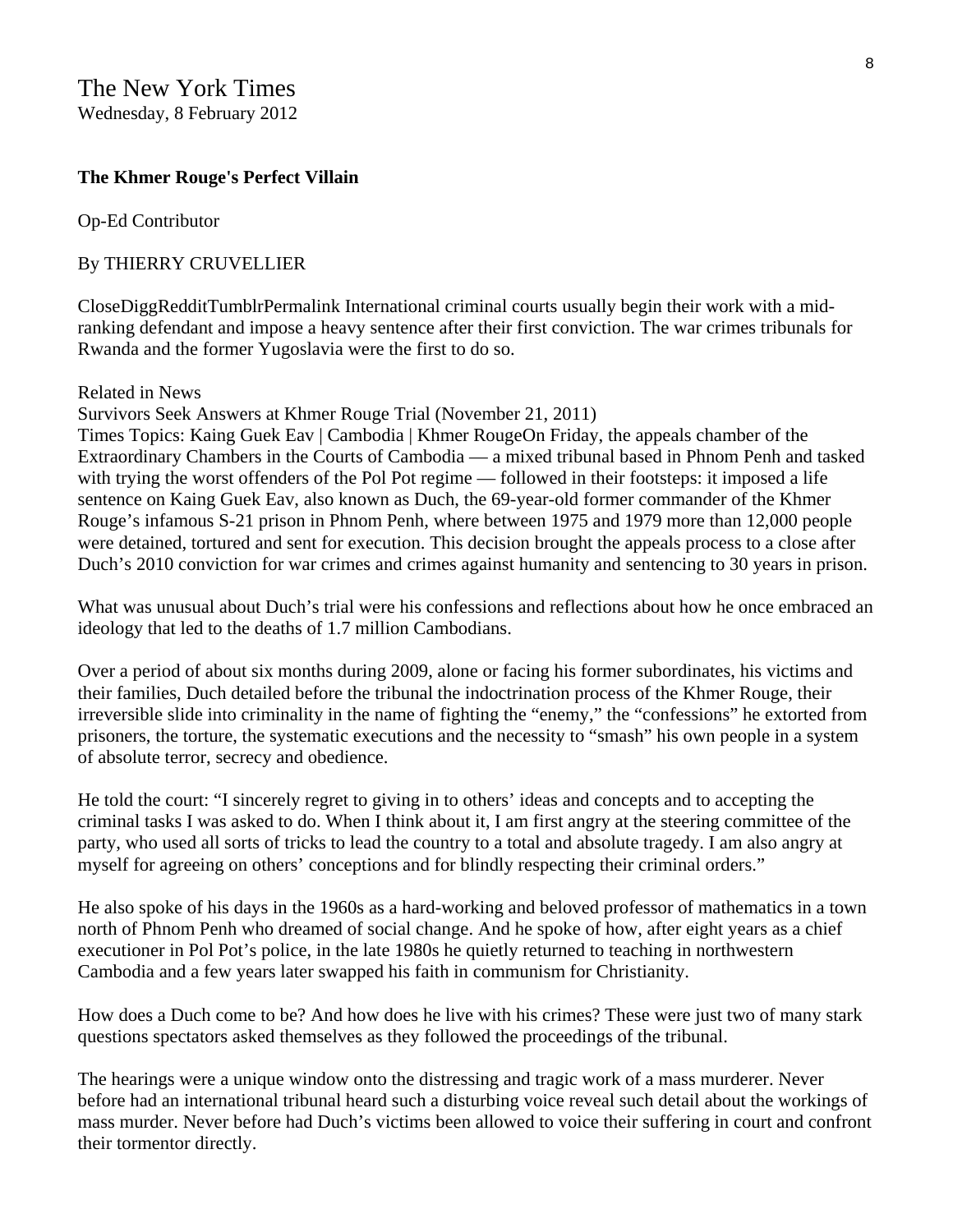The New York Times
Wednesday, 8 February 2012

**The Khmer Rouge's Perfect Villain**

Op-Ed Contributor

By THIERRY CRUVELLIER

CloseDiggRedditTumblrPermalink International criminal courts usually begin their work with a mid-ranking defendant and impose a heavy sentence after their first conviction. The war crimes tribunals for Rwanda and the former Yugoslavia were the first to do so.

Related in News
Survivors Seek Answers at Khmer Rouge Trial (November 21, 2011)
Times Topics: Kaing Guek Eav | Cambodia | Khmer RougeOn Friday, the appeals chamber of the Extraordinary Chambers in the Courts of Cambodia — a mixed tribunal based in Phnom Penh and tasked with trying the worst offenders of the Pol Pot regime — followed in their footsteps: it imposed a life sentence on Kaing Guek Eav, also known as Duch, the 69-year-old former commander of the Khmer Rouge's infamous S-21 prison in Phnom Penh, where between 1975 and 1979 more than 12,000 people were detained, tortured and sent for execution. This decision brought the appeals process to a close after Duch's 2010 conviction for war crimes and crimes against humanity and sentencing to 30 years in prison.

What was unusual about Duch's trial were his confessions and reflections about how he once embraced an ideology that led to the deaths of 1.7 million Cambodians.

Over a period of about six months during 2009, alone or facing his former subordinates, his victims and their families, Duch detailed before the tribunal the indoctrination process of the Khmer Rouge, their irreversible slide into criminality in the name of fighting the "enemy," the "confessions" he extorted from prisoners, the torture, the systematic executions and the necessity to "smash" his own people in a system of absolute terror, secrecy and obedience.

He told the court: "I sincerely regret to giving in to others' ideas and concepts and to accepting the criminal tasks I was asked to do. When I think about it, I am first angry at the steering committee of the party, who used all sorts of tricks to lead the country to a total and absolute tragedy. I am also angry at myself for agreeing on others' conceptions and for blindly respecting their criminal orders."

He also spoke of his days in the 1960s as a hard-working and beloved professor of mathematics in a town north of Phnom Penh who dreamed of social change. And he spoke of how, after eight years as a chief executioner in Pol Pot's police, in the late 1980s he quietly returned to teaching in northwestern Cambodia and a few years later swapped his faith in communism for Christianity.

How does a Duch come to be? And how does he live with his crimes? These were just two of many stark questions spectators asked themselves as they followed the proceedings of the tribunal.

The hearings were a unique window onto the distressing and tragic work of a mass murderer. Never before had an international tribunal heard such a disturbing voice reveal such detail about the workings of mass murder. Never before had Duch's victims been allowed to voice their suffering in court and confront their tormentor directly.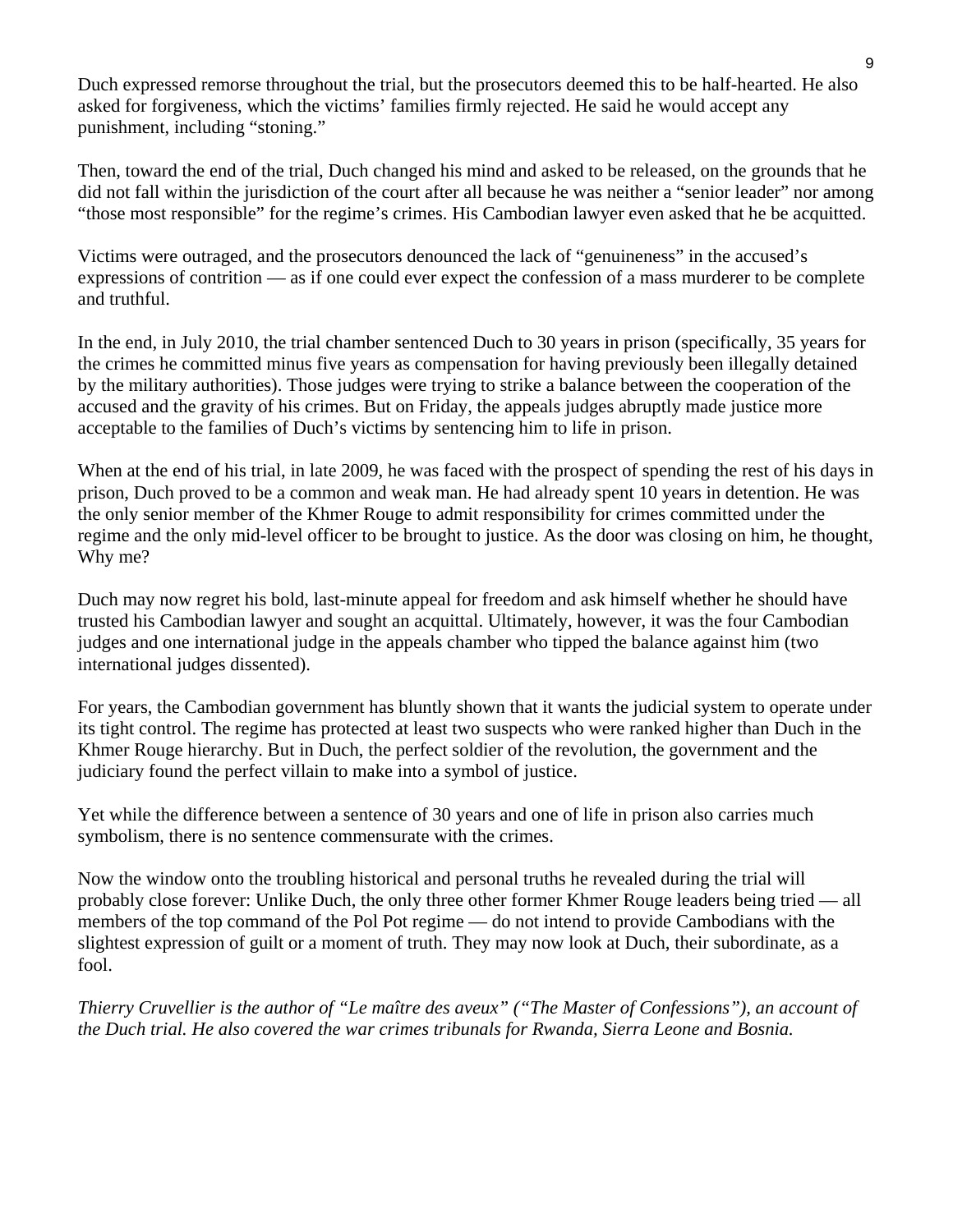Duch expressed remorse throughout the trial, but the prosecutors deemed this to be half-hearted. He also asked for forgiveness, which the victims' families firmly rejected. He said he would accept any punishment, including "stoning."

Then, toward the end of the trial, Duch changed his mind and asked to be released, on the grounds that he did not fall within the jurisdiction of the court after all because he was neither a "senior leader" nor among "those most responsible" for the regime's crimes. His Cambodian lawyer even asked that he be acquitted.

Victims were outraged, and the prosecutors denounced the lack of "genuineness" in the accused's expressions of contrition — as if one could ever expect the confession of a mass murderer to be complete and truthful.

In the end, in July 2010, the trial chamber sentenced Duch to 30 years in prison (specifically, 35 years for the crimes he committed minus five years as compensation for having previously been illegally detained by the military authorities). Those judges were trying to strike a balance between the cooperation of the accused and the gravity of his crimes. But on Friday, the appeals judges abruptly made justice more acceptable to the families of Duch's victims by sentencing him to life in prison.

When at the end of his trial, in late 2009, he was faced with the prospect of spending the rest of his days in prison, Duch proved to be a common and weak man. He had already spent 10 years in detention. He was the only senior member of the Khmer Rouge to admit responsibility for crimes committed under the regime and the only mid-level officer to be brought to justice. As the door was closing on him, he thought, Why me?

Duch may now regret his bold, last-minute appeal for freedom and ask himself whether he should have trusted his Cambodian lawyer and sought an acquittal. Ultimately, however, it was the four Cambodian judges and one international judge in the appeals chamber who tipped the balance against him (two international judges dissented).

For years, the Cambodian government has bluntly shown that it wants the judicial system to operate under its tight control. The regime has protected at least two suspects who were ranked higher than Duch in the Khmer Rouge hierarchy. But in Duch, the perfect soldier of the revolution, the government and the judiciary found the perfect villain to make into a symbol of justice.

Yet while the difference between a sentence of 30 years and one of life in prison also carries much symbolism, there is no sentence commensurate with the crimes.

Now the window onto the troubling historical and personal truths he revealed during the trial will probably close forever: Unlike Duch, the only three other former Khmer Rouge leaders being tried — all members of the top command of the Pol Pot regime — do not intend to provide Cambodians with the slightest expression of guilt or a moment of truth. They may now look at Duch, their subordinate, as a fool.

*Thierry Cruvellier is the author of "Le maître des aveux" ("The Master of Confessions"), an account of the Duch trial. He also covered the war crimes tribunals for Rwanda, Sierra Leone and Bosnia.*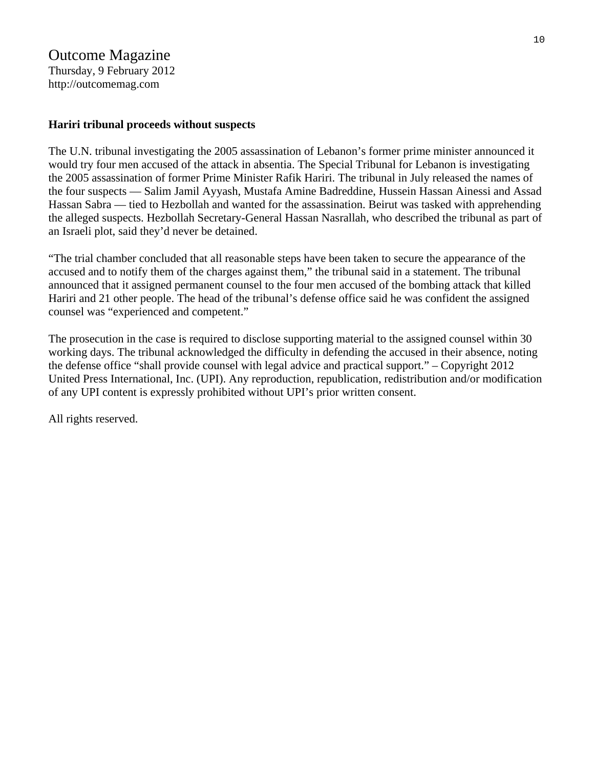Outcome Magazine
Thursday, 9 February 2012
http://outcomemag.com

**Hariri tribunal proceeds without suspects**

The U.N. tribunal investigating the 2005 assassination of Lebanon's former prime minister announced it would try four men accused of the attack in absentia. The Special Tribunal for Lebanon is investigating the 2005 assassination of former Prime Minister Rafik Hariri. The tribunal in July released the names of the four suspects — Salim Jamil Ayyash, Mustafa Amine Badreddine, Hussein Hassan Ainessi and Assad Hassan Sabra — tied to Hezbollah and wanted for the assassination. Beirut was tasked with apprehending the alleged suspects. Hezbollah Secretary-General Hassan Nasrallah, who described the tribunal as part of an Israeli plot, said they'd never be detained.

"The trial chamber concluded that all reasonable steps have been taken to secure the appearance of the accused and to notify them of the charges against them," the tribunal said in a statement. The tribunal announced that it assigned permanent counsel to the four men accused of the bombing attack that killed Hariri and 21 other people. The head of the tribunal's defense office said he was confident the assigned counsel was "experienced and competent."

The prosecution in the case is required to disclose supporting material to the assigned counsel within 30 working days. The tribunal acknowledged the difficulty in defending the accused in their absence, noting the defense office "shall provide counsel with legal advice and practical support." – Copyright 2012 United Press International, Inc. (UPI). Any reproduction, republication, redistribution and/or modification of any UPI content is expressly prohibited without UPI's prior written consent.

All rights reserved.